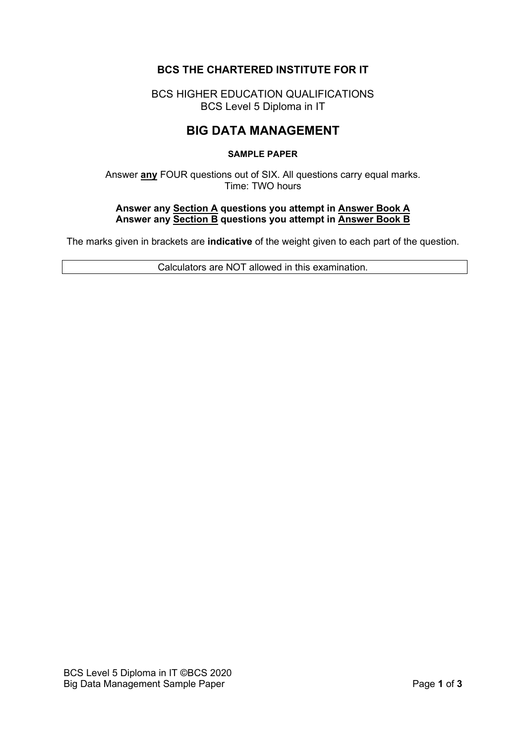**BCS THE CHARTERED INSTITUTE FOR IT**

BCS HIGHER EDUCATION QUALIFICATIONS
BCS Level 5 Diploma in IT

# BIG DATA MANAGEMENT

**SAMPLE PAPER**

Answer **any** FOUR questions out of SIX. All questions carry equal marks.
Time: TWO hours

**Answer any Section A questions you attempt in Answer Book A**
**Answer any Section B questions you attempt in Answer Book B**

The marks given in brackets are **indicative** of the weight given to each part of the question.

Calculators are NOT allowed in this examination.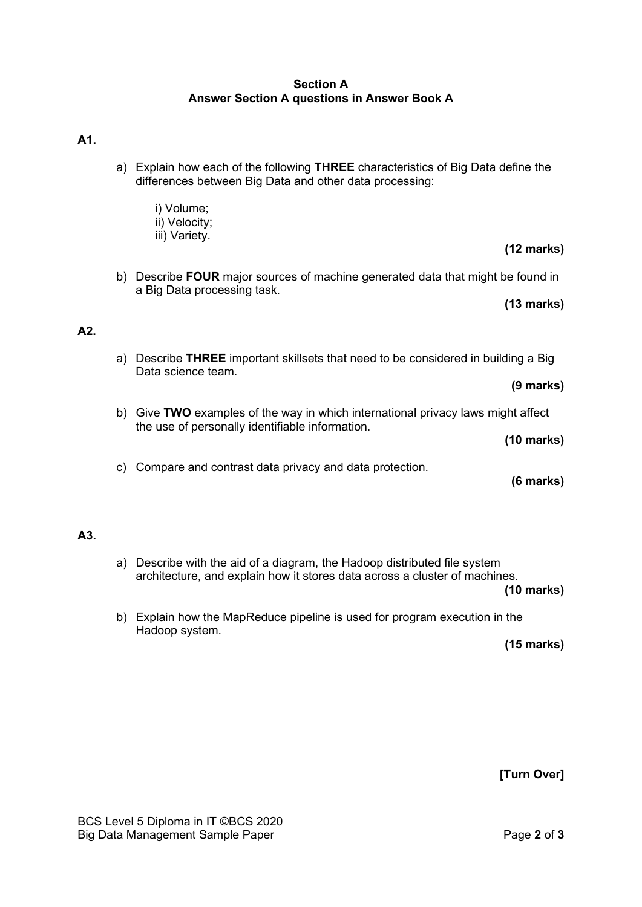## Section A
### Answer Section A questions in Answer Book A

**A1.**

a) Explain how each of the following **THREE** characteristics of Big Data define the differences between Big Data and other data processing:

i) Volume;
ii) Velocity;
iii) Variety.

**(12 marks)**

b) Describe **FOUR** major sources of machine generated data that might be found in a Big Data processing task.

**(13 marks)**

**A2.**

a) Describe **THREE** important skillsets that need to be considered in building a Big Data science team.

**(9 marks)**

b) Give **TWO** examples of the way in which international privacy laws might affect the use of personally identifiable information.

**(10 marks)**

c) Compare and contrast data privacy and data protection.

**(6 marks)**

**A3.**

a) Describe with the aid of a diagram, the Hadoop distributed file system architecture, and explain how it stores data across a cluster of machines.

**(10 marks)**

b) Explain how the MapReduce pipeline is used for program execution in the Hadoop system.

**(15 marks)**

**[Turn Over]**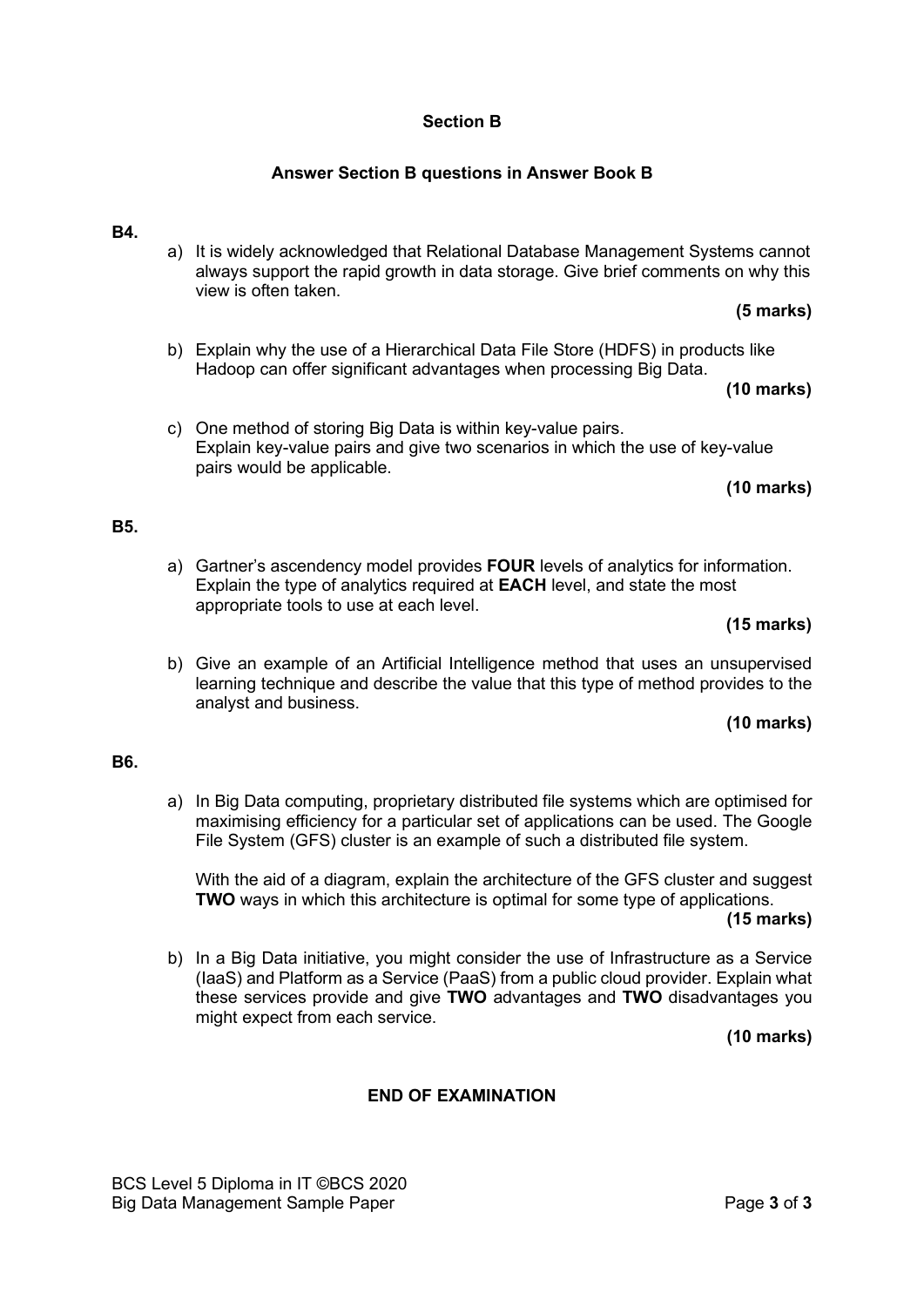## Section B

**Answer Section B questions in Answer Book B**

**B4.**

a) It is widely acknowledged that Relational Database Management Systems cannot always support the rapid growth in data storage. Give brief comments on why this view is often taken.

**(5 marks)**

b) Explain why the use of a Hierarchical Data File Store (HDFS) in products like Hadoop can offer significant advantages when processing Big Data.

**(10 marks)**

c) One method of storing Big Data is within key-value pairs. Explain key-value pairs and give two scenarios in which the use of key-value pairs would be applicable.

**(10 marks)**

**B5.**

a) Gartner's ascendency model provides **FOUR** levels of analytics for information. Explain the type of analytics required at **EACH** level, and state the most appropriate tools to use at each level.

**(15 marks)**

b) Give an example of an Artificial Intelligence method that uses an unsupervised learning technique and describe the value that this type of method provides to the analyst and business.

**(10 marks)**

**B6.**

a) In Big Data computing, proprietary distributed file systems which are optimised for maximising efficiency for a particular set of applications can be used. The Google File System (GFS) cluster is an example of such a distributed file system.

With the aid of a diagram, explain the architecture of the GFS cluster and suggest **TWO** ways in which this architecture is optimal for some type of applications.

**(15 marks)**

b) In a Big Data initiative, you might consider the use of Infrastructure as a Service (IaaS) and Platform as a Service (PaaS) from a public cloud provider. Explain what these services provide and give **TWO** advantages and **TWO** disadvantages you might expect from each service.

**(10 marks)**

**END OF EXAMINATION**